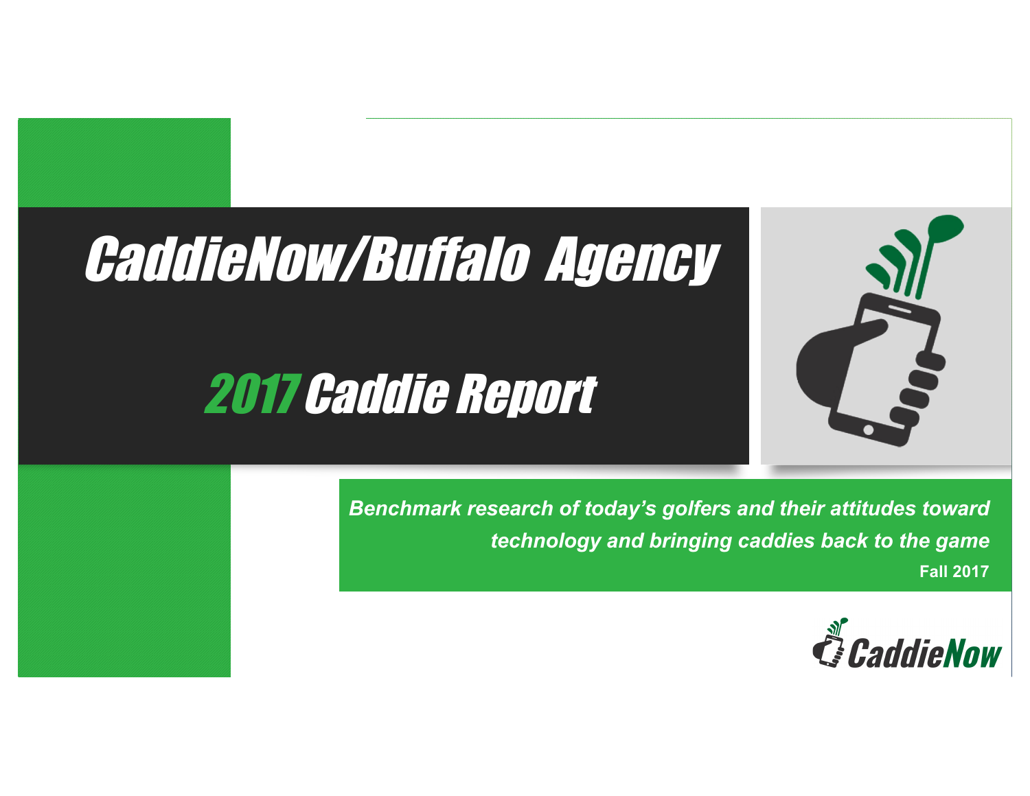# CaddieNow/Buffalo Agency

## 2017 Caddie Report

***Benchmark research of today's golfers and their attitudes toward technology and bringing caddies back to the game***

**Fall 2017**

CaddieNow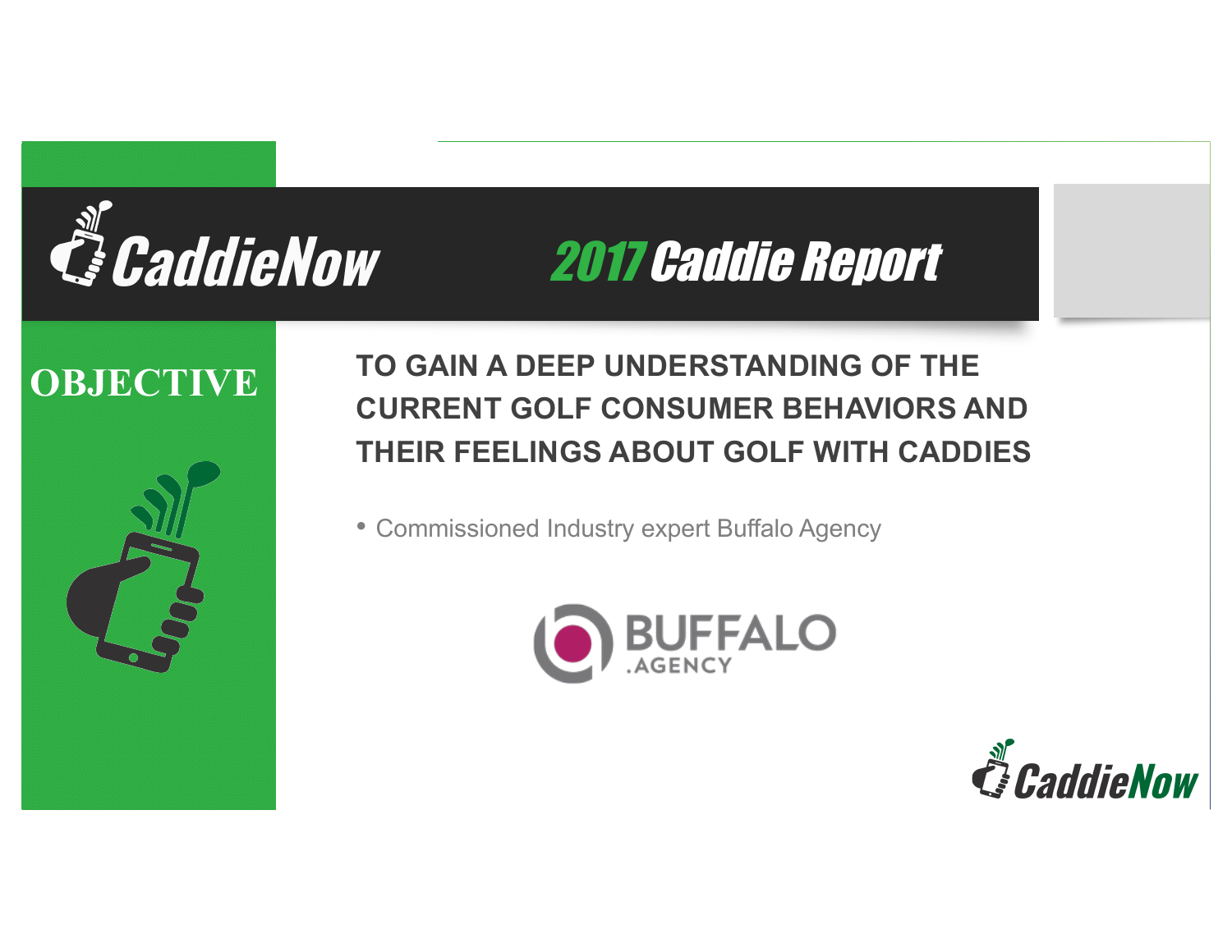# CaddieNow 2017 Caddie Report

## OBJECTIVE

**TO GAIN A DEEP UNDERSTANDING OF THE CURRENT GOLF CONSUMER BEHAVIORS AND THEIR FEELINGS ABOUT GOLF WITH CADDIES**

- Commissioned Industry expert Buffalo Agency

BUFFALO .AGENCY

CaddieNow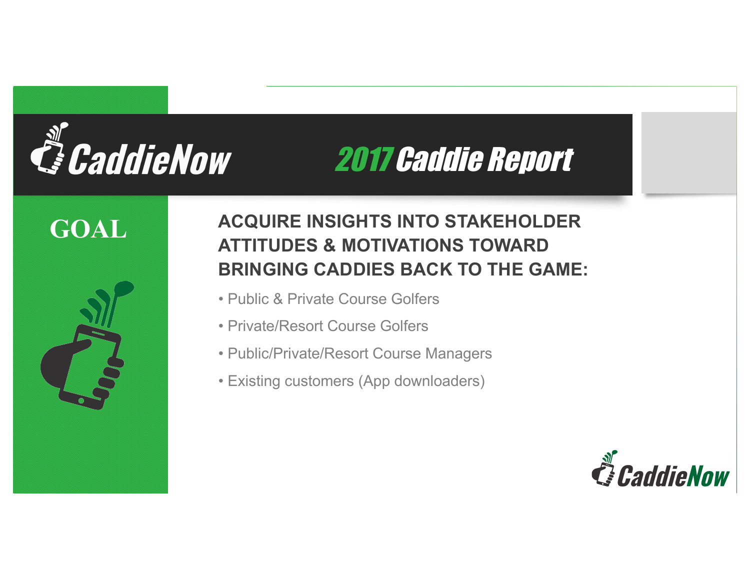# CaddieNow 2017 Caddie Report

## GOAL

**ACQUIRE INSIGHTS INTO STAKEHOLDER ATTITUDES & MOTIVATIONS TOWARD BRINGING CADDIES BACK TO THE GAME:**

- Public & Private Course Golfers
- Private/Resort Course Golfers
- Public/Private/Resort Course Managers
- Existing customers (App downloaders)

CaddieNow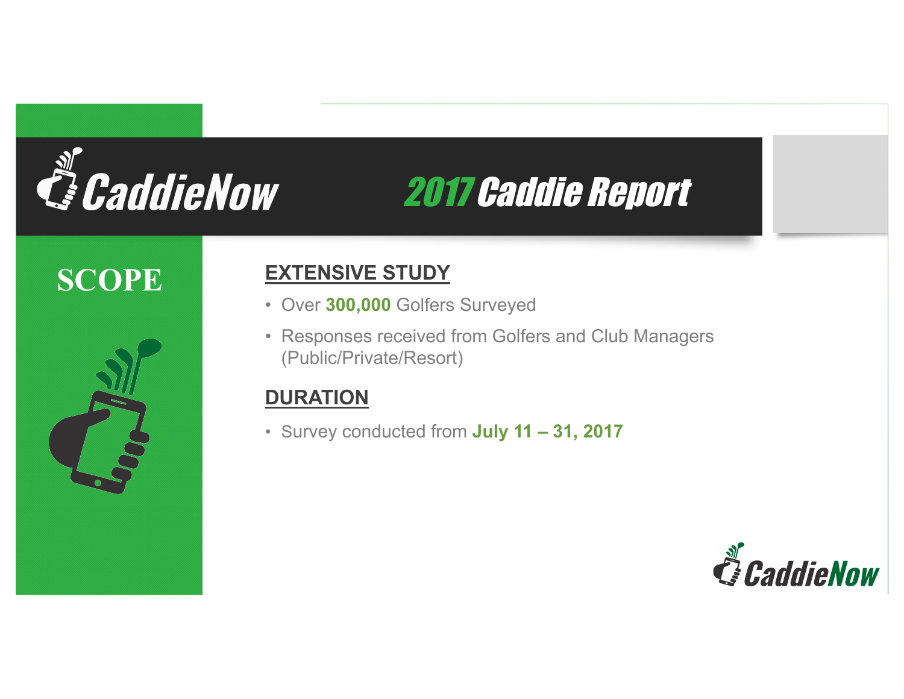# CaddieNow 2017 Caddie Report

## SCOPE

### EXTENSIVE STUDY

- Over **300,000** Golfers Surveyed
- Responses received from Golfers and Club Managers (Public/Private/Resort)

### DURATION

- Survey conducted from **July 11 – 31, 2017**

CaddieNow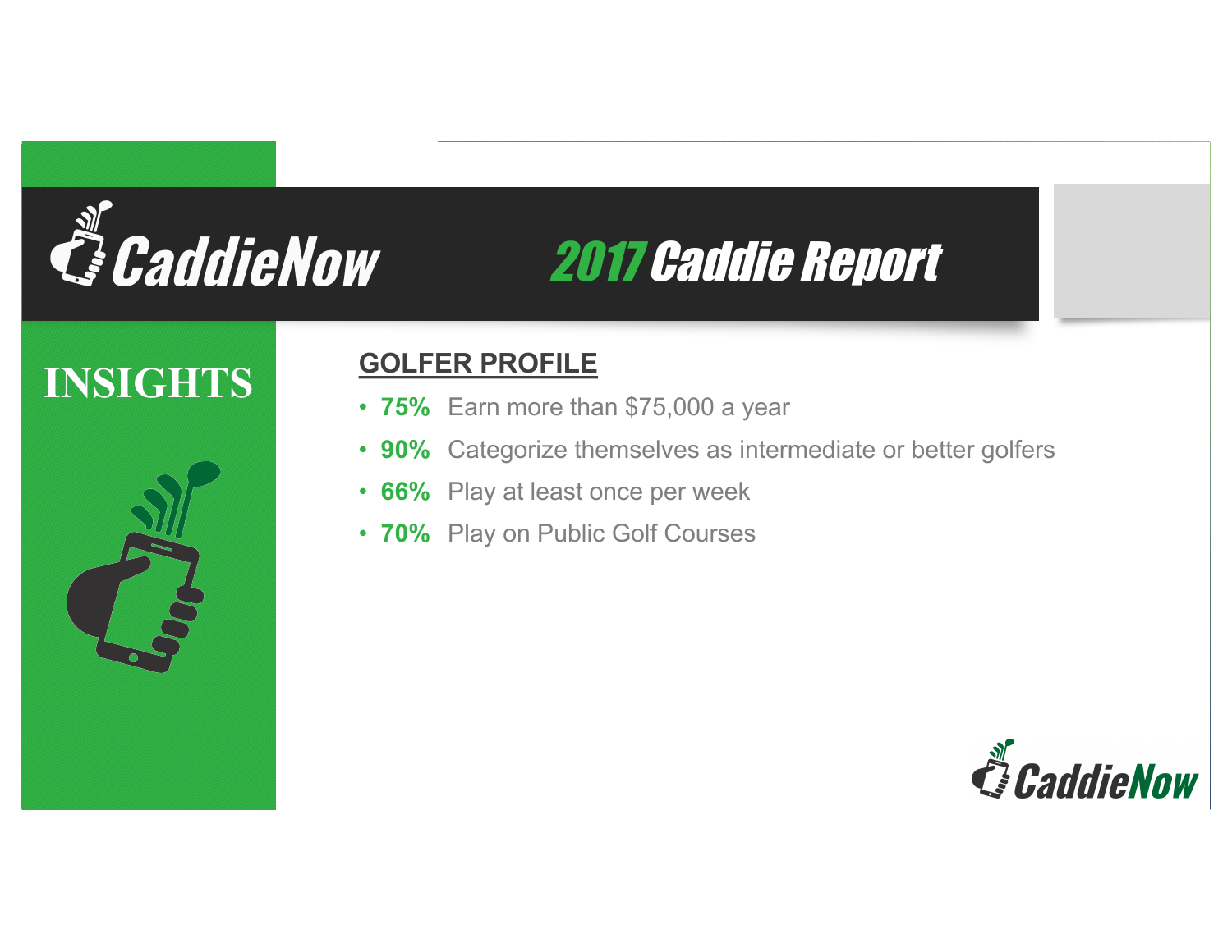# CaddieNow 2017 Caddie Report

## INSIGHTS

### GOLFER PROFILE

- **75%** Earn more than $75,000 a year
- **90%** Categorize themselves as intermediate or better golfers
- **66%** Play at least once per week
- **70%** Play on Public Golf Courses

CaddieNow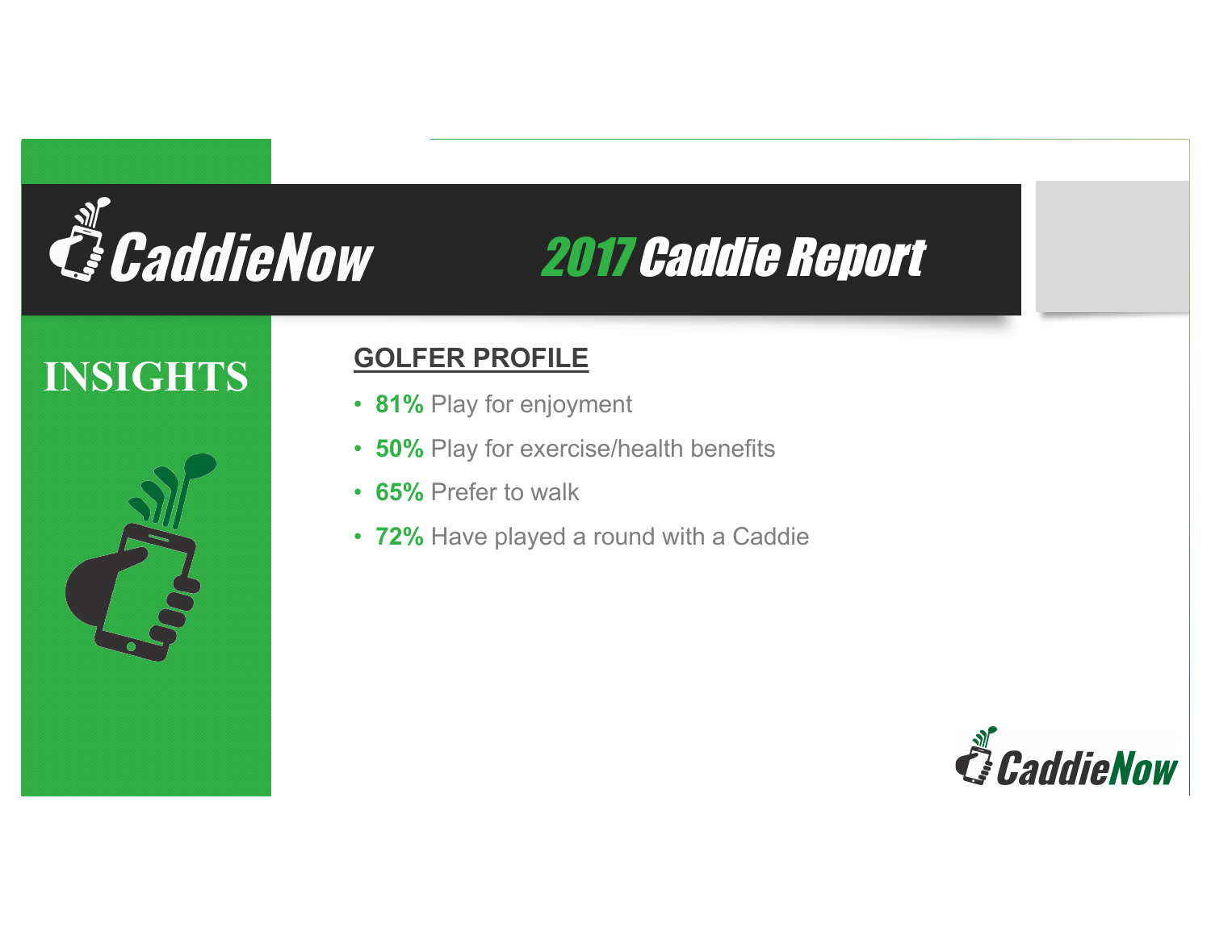# CaddieNow 2017 Caddie Report

## INSIGHTS

### GOLFER PROFILE

- **81%** Play for enjoyment
- **50%** Play for exercise/health benefits
- **65%** Prefer to walk
- **72%** Have played a round with a Caddie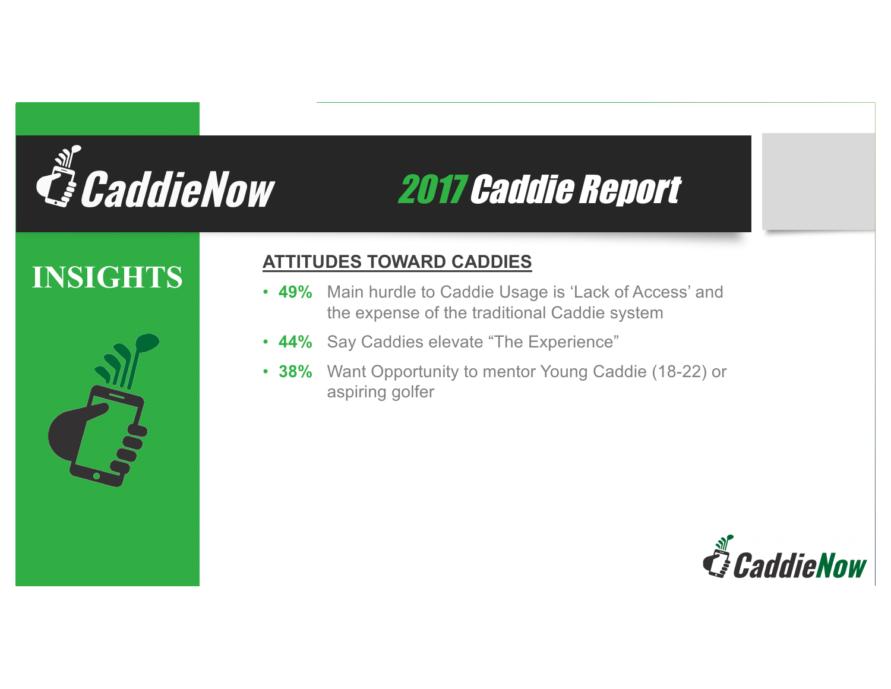# CaddieNow 2017 Caddie Report

## INSIGHTS

### ATTITUDES TOWARD CADDIES

- **49%** Main hurdle to Caddie Usage is 'Lack of Access' and the expense of the traditional Caddie system
- **44%** Say Caddies elevate "The Experience"
- **38%** Want Opportunity to mentor Young Caddie (18-22) or aspiring golfer

CaddieNow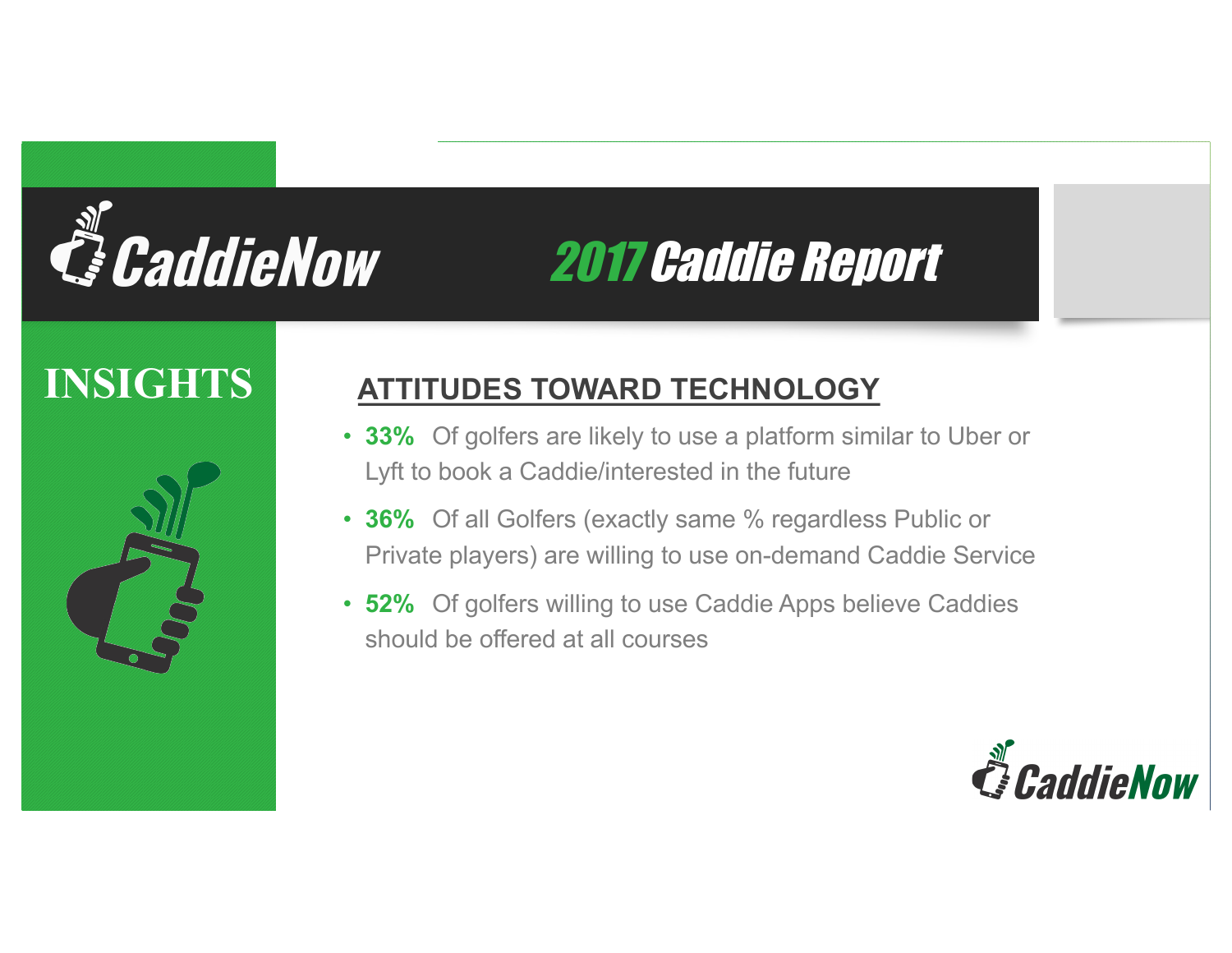# CaddieNow 2017 Caddie Report

## INSIGHTS

### ATTITUDES TOWARD TECHNOLOGY

- **33%** Of golfers are likely to use a platform similar to Uber or Lyft to book a Caddie/interested in the future
- **36%** Of all Golfers (exactly same % regardless Public or Private players) are willing to use on-demand Caddie Service
- **52%** Of golfers willing to use Caddie Apps believe Caddies should be offered at all courses

CaddieNow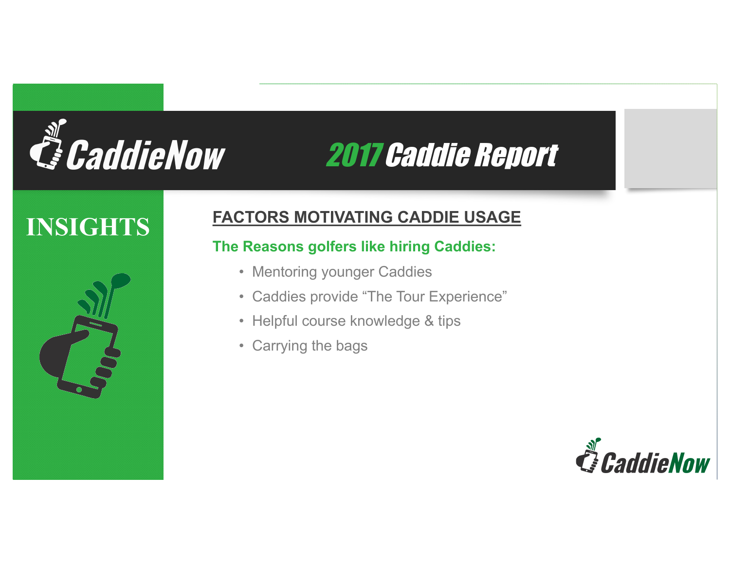# CaddieNow 2017 Caddie Report

## INSIGHTS

### FACTORS MOTIVATING CADDIE USAGE

**The Reasons golfers like hiring Caddies:**

- Mentoring younger Caddies
- Caddies provide "The Tour Experience"
- Helpful course knowledge & tips
- Carrying the bags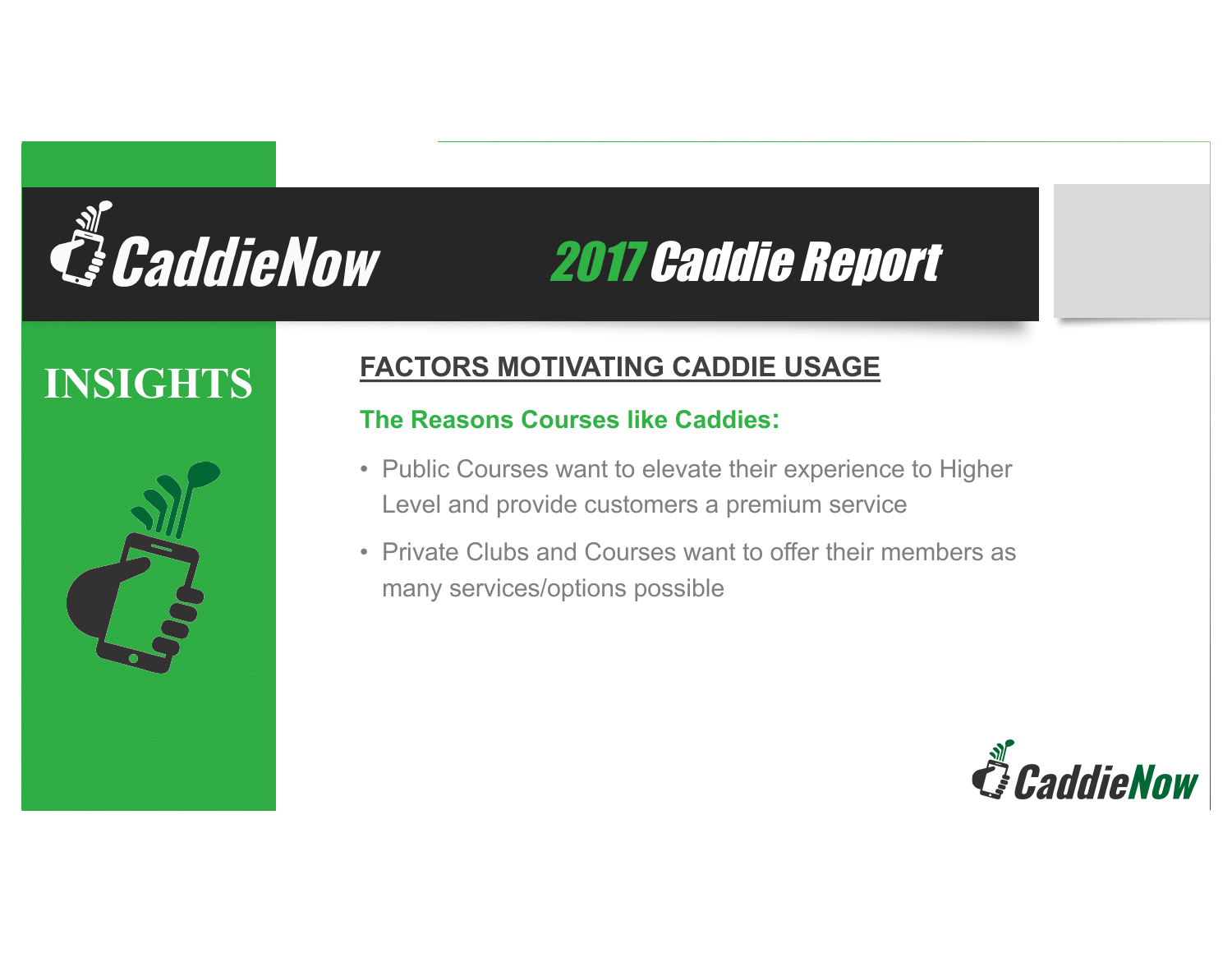# CaddieNow 2017 Caddie Report

## INSIGHTS

### FACTORS MOTIVATING CADDIE USAGE

**The Reasons Courses like Caddies:**

- Public Courses want to elevate their experience to Higher Level and provide customers a premium service
- Private Clubs and Courses want to offer their members as many services/options possible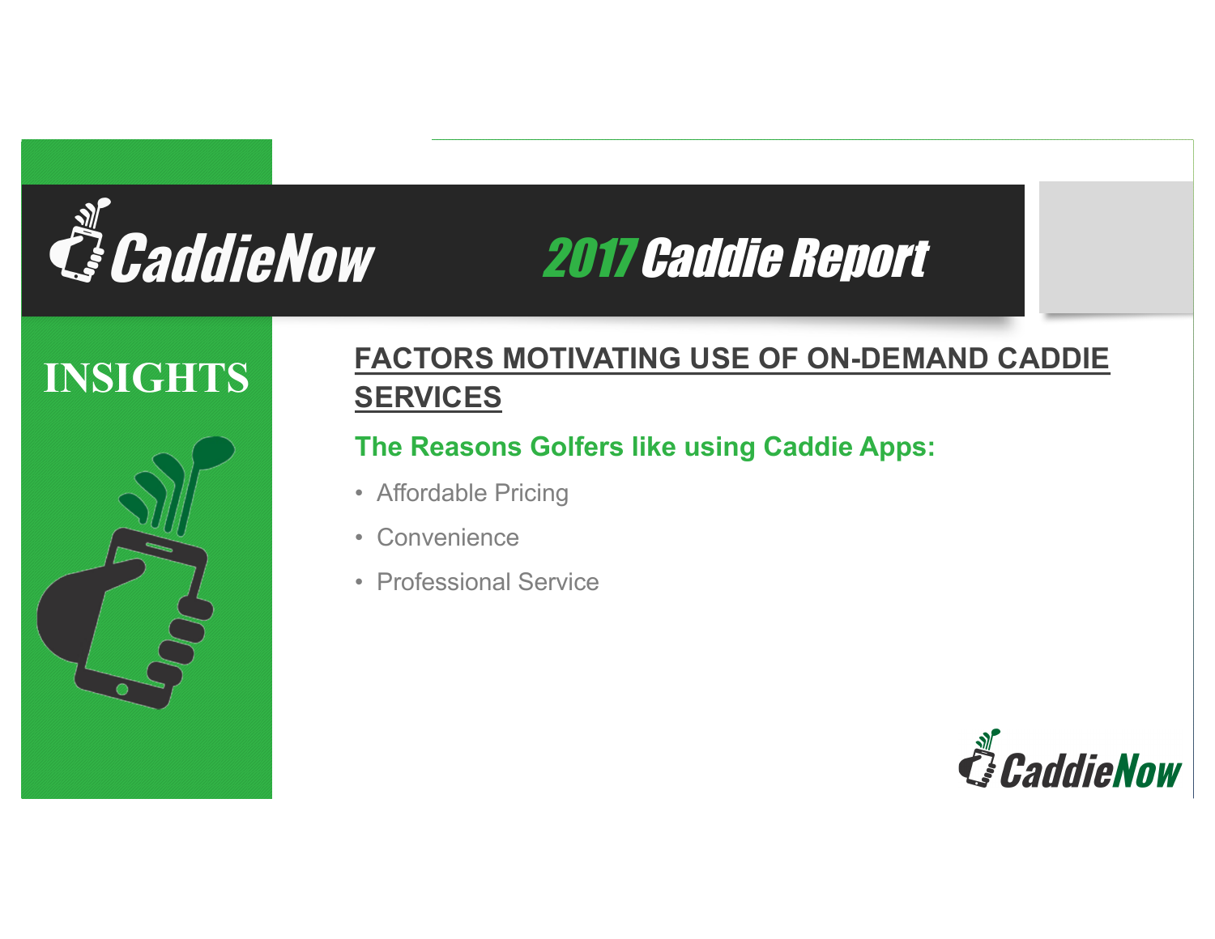# CaddieNow 2017 Caddie Report

## INSIGHTS

### FACTORS MOTIVATING USE OF ON-DEMAND CADDIE SERVICES

**The Reasons Golfers like using Caddie Apps:**

- Affordable Pricing
- Convenience
- Professional Service

CaddieNow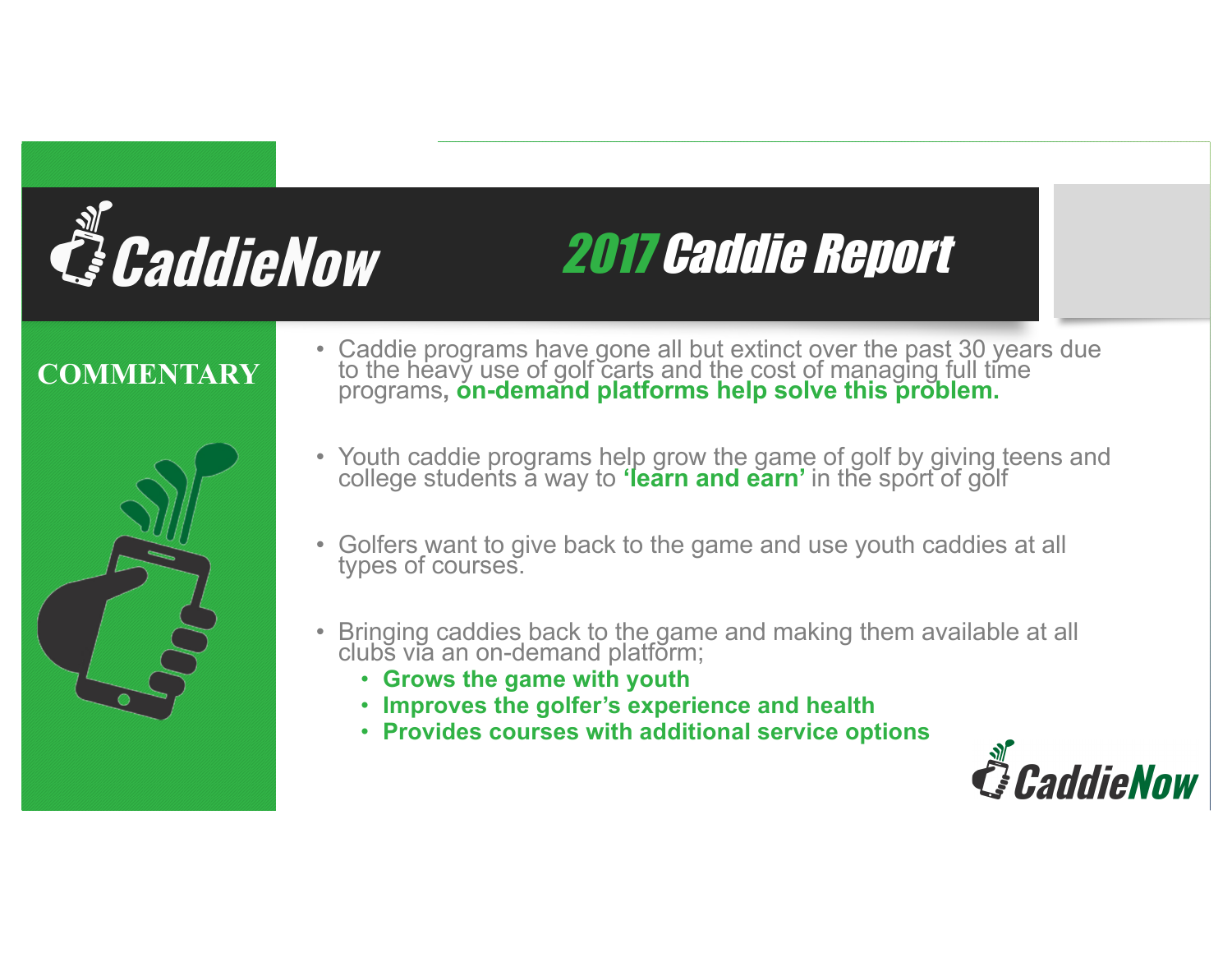# CaddieNow 2017 Caddie Report

## COMMENTARY

- Caddie programs have gone all but extinct over the past 30 years due to the heavy use of golf carts and the cost of managing full time programs, **on-demand platforms help solve this problem.**
- Youth caddie programs help grow the game of golf by giving teens and college students a way to **'learn and earn'** in the sport of golf
- Golfers want to give back to the game and use youth caddies at all types of courses.
- Bringing caddies back to the game and making them available at all clubs via an on-demand platform;
  - **Grows the game with youth**
  - **Improves the golfer's experience and health**
  - **Provides courses with additional service options**

CaddieNow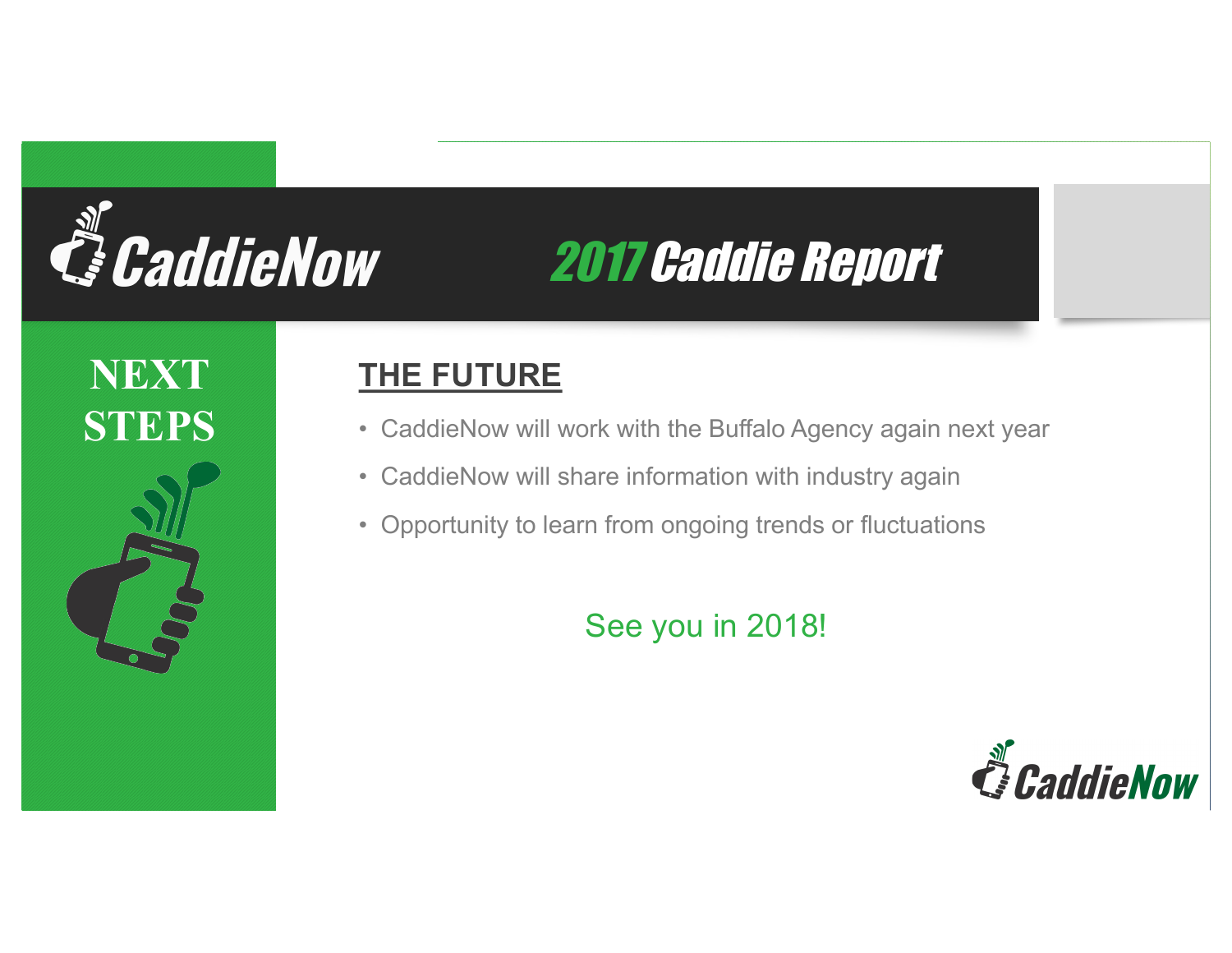CaddieNow

# 2017 Caddie Report

## NEXT STEPS

### THE FUTURE

- CaddieNow will work with the Buffalo Agency again next year
- CaddieNow will share information with industry again
- Opportunity to learn from ongoing trends or fluctuations

See you in 2018!

CaddieNow